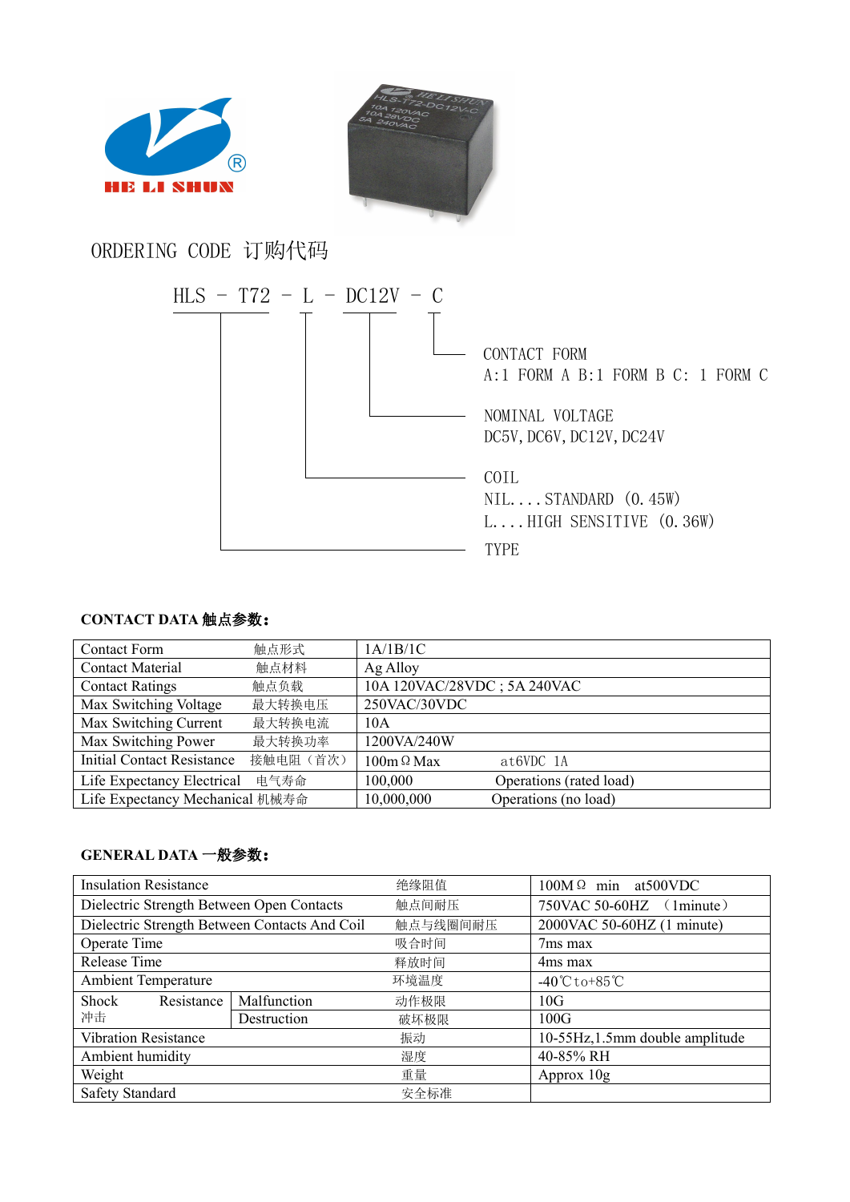HE LI SHUN

## ORDERING CODE 订购代码

HLS - T72 - L - DC12V - C

- CONTACT FORM
  A:1 FORM A B:1 FORM B C: 1 FORM C
- NOMINAL VOLTAGE
  DC5V,DC6V,DC12V,DC24V
- COIL
  NIL....STANDARD (0.45W)
  L....HIGH SENSITIVE (0.36W)
- TYPE

### CONTACT DATA 触点参数：

| | | |
|---|---|---|
| Contact Form | 触点形式 | 1A/1B/1C |
| Contact Material | 触点材料 | Ag Alloy |
| Contact Ratings | 触点负载 | 10A 120VAC/28VDC ; 5A 240VAC |
| Max Switching Voltage | 最大转换电压 | 250VAC/30VDC |
| Max Switching Current | 最大转换电流 | 10A |
| Max Switching Power | 最大转换功率 | 1200VA/240W |
| Initial Contact Resistance | 接触电阻（首次） | 100mΩ Max at6VDC 1A |
| Life Expectancy Electrical | 电气寿命 | 100,000 Operations (rated load) |
| Life Expectancy Mechanical | 机械寿命 | 10,000,000 Operations (no load) |

### GENERAL DATA 一般参数：

| | | | |
|---|---|---|---|
| Insulation Resistance | | 绝缘阻值 | 100MΩ min at500VDC |
| Dielectric Strength Between Open Contacts | | 触点间耐压 | 750VAC 50-60HZ （1minute） |
| Dielectric Strength Between Contacts And Coil | | 触点与线圈间耐压 | 2000VAC 50-60HZ (1 minute) |
| Operate Time | | 吸合时间 | 7ms max |
| Release Time | | 释放时间 | 4ms max |
| Ambient Temperature | | 环境温度 | -40℃to+85℃ |
| Shock Resistance 冲击 | Malfunction | 动作极限 | 10G |
| | Destruction | 破坏极限 | 100G |
| Vibration Resistance | | 振动 | 10-55Hz,1.5mm double amplitude |
| Ambient humidity | | 湿度 | 40-85% RH |
| Weight | | 重量 | Approx 10g |
| Safety Standard | | 安全标准 | |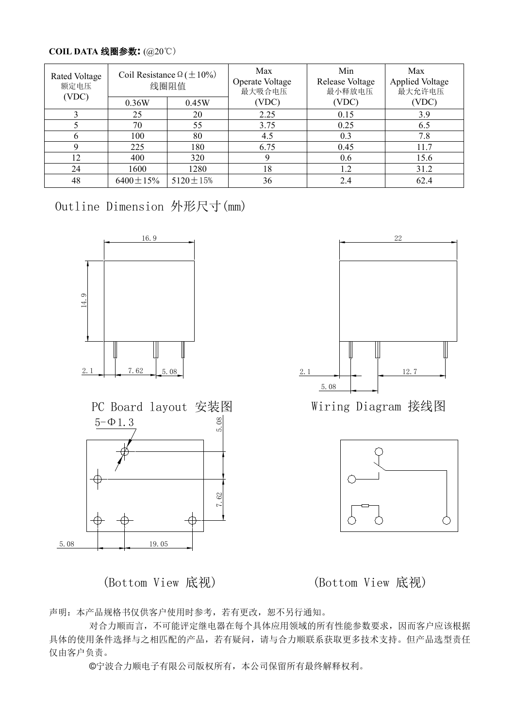**COIL DATA 线圈参数:** (@20℃)

| Rated Voltage 额定电压 (VDC) | Coil Resistance Ω (±10%) 线圈阻值 | | Max Operate Voltage 最大吸合电压 (VDC) | Min Release Voltage 最小释放电压 (VDC) | Max Applied Voltage 最大允许电压 (VDC) |
|---|---|---|---|---|---|
| | 0.36W | 0.45W | | | |
| 3 | 25 | 20 | 2.25 | 0.15 | 3.9 |
| 5 | 70 | 55 | 3.75 | 0.25 | 6.5 |
| 6 | 100 | 80 | 4.5 | 0.3 | 7.8 |
| 9 | 225 | 180 | 6.75 | 0.45 | 11.7 |
| 12 | 400 | 320 | 9 | 0.6 | 15.6 |
| 24 | 1600 | 1280 | 18 | 1.2 | 31.2 |
| 48 | 6400±15% | 5120±15% | 36 | 2.4 | 62.4 |

## Outline Dimension 外形尺寸(mm)

16.9
14.9
2.1
7.62
5.08

22
2.1
5.08
12.7

PC Board layout 安装图

5-Φ1.3
5.08
7.62
5.08
19.05

(Bottom View 底视)

Wiring Diagram 接线图

(Bottom View 底视)

声明：本产品规格书仅供客户使用时参考，若有更改，恕不另行通知。

对合力顺而言，不可能评定继电器在每个具体应用领域的所有性能参数要求，因而客户应该根据具体的使用条件选择与之相匹配的产品，若有疑问，请与合力顺联系获取更多技术支持。但产品选型责任仅由客户负责。

©宁波合力顺电子有限公司版权所有，本公司保留所有最终解释权利。